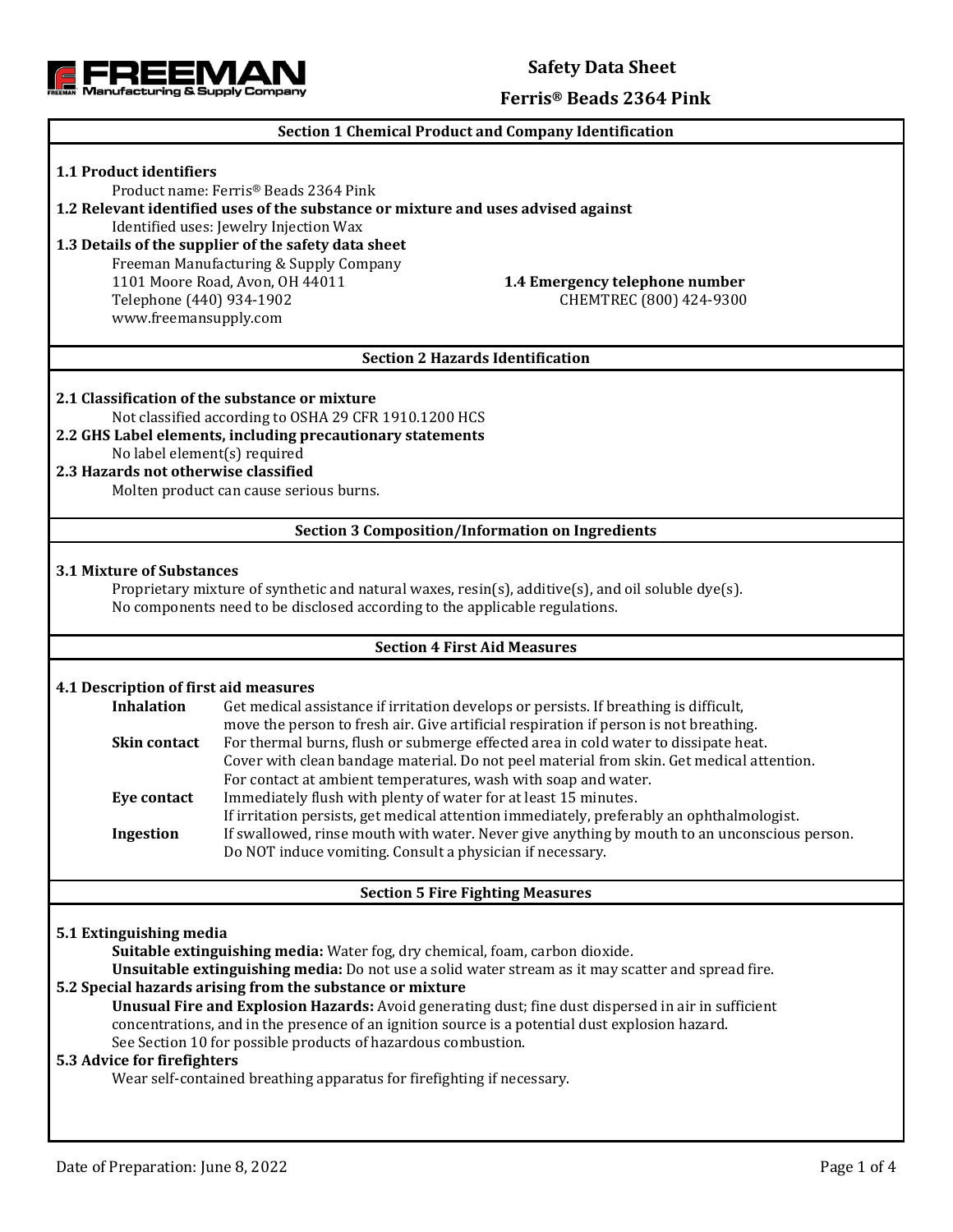# Safety Data Sheet

# Ferris® Beads 2364 Pink

## Section 1 Chemical Product and Company Identification

**1.1 Product identifiers**

Product name: Ferris® Beads 2364 Pink

**1.2 Relevant identified uses of the substance or mixture and uses advised against**

Identified uses: Jewelry Injection Wax

**1.3 Details of the supplier of the safety data sheet**

Freeman Manufacturing & Supply Company
1101 Moore Road, Avon, OH 44011
Telephone (440) 934-1902
www.freemansupply.com

**1.4 Emergency telephone number**

CHEMTREC (800) 424-9300

## Section 2 Hazards Identification

**2.1 Classification of the substance or mixture**

Not classified according to OSHA 29 CFR 1910.1200 HCS

**2.2 GHS Label elements, including precautionary statements**

No label element(s) required

**2.3 Hazards not otherwise classified**

Molten product can cause serious burns.

## Section 3 Composition/Information on Ingredients

**3.1 Mixture of Substances**

Proprietary mixture of synthetic and natural waxes, resin(s), additive(s), and oil soluble dye(s).
No components need to be disclosed according to the applicable regulations.

## Section 4 First Aid Measures

**4.1 Description of first aid measures**

**Inhalation** Get medical assistance if irritation develops or persists. If breathing is difficult, move the person to fresh air. Give artificial respiration if person is not breathing.

**Skin contact** For thermal burns, flush or submerge effected area in cold water to dissipate heat. Cover with clean bandage material. Do not peel material from skin. Get medical attention. For contact at ambient temperatures, wash with soap and water.

**Eye contact** Immediately flush with plenty of water for at least 15 minutes. If irritation persists, get medical attention immediately, preferably an ophthalmologist.

**Ingestion** If swallowed, rinse mouth with water. Never give anything by mouth to an unconscious person. Do NOT induce vomiting. Consult a physician if necessary.

## Section 5 Fire Fighting Measures

**5.1 Extinguishing media**

**Suitable extinguishing media:** Water fog, dry chemical, foam, carbon dioxide.

**Unsuitable extinguishing media:** Do not use a solid water stream as it may scatter and spread fire.

**5.2 Special hazards arising from the substance or mixture**

**Unusual Fire and Explosion Hazards:** Avoid generating dust; fine dust dispersed in air in sufficient concentrations, and in the presence of an ignition source is a potential dust explosion hazard. See Section 10 for possible products of hazardous combustion.

**5.3 Advice for firefighters**

Wear self-contained breathing apparatus for firefighting if necessary.

Date of Preparation: June 8, 2022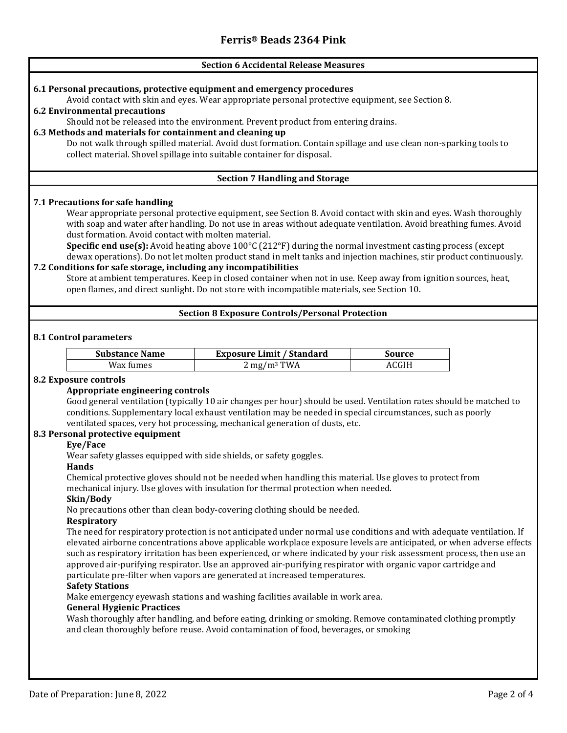## Section 6 Accidental Release Measures

**6.1 Personal precautions, protective equipment and emergency procedures**

Avoid contact with skin and eyes. Wear appropriate personal protective equipment, see Section 8.

**6.2 Environmental precautions**

Should not be released into the environment. Prevent product from entering drains.

**6.3 Methods and materials for containment and cleaning up**

Do not walk through spilled material. Avoid dust formation. Contain spillage and use clean non-sparking tools to collect material. Shovel spillage into suitable container for disposal.

## Section 7 Handling and Storage

**7.1 Precautions for safe handling**

Wear appropriate personal protective equipment, see Section 8. Avoid contact with skin and eyes. Wash thoroughly with soap and water after handling. Do not use in areas without adequate ventilation. Avoid breathing fumes. Avoid dust formation. Avoid contact with molten material.

**Specific end use(s):** Avoid heating above 100°C (212°F) during the normal investment casting process (except dewax operations). Do not let molten product stand in melt tanks and injection machines, stir product continuously.

**7.2 Conditions for safe storage, including any incompatibilities**

Store at ambient temperatures. Keep in closed container when not in use. Keep away from ignition sources, heat, open flames, and direct sunlight. Do not store with incompatible materials, see Section 10.

## Section 8 Exposure Controls/Personal Protection

**8.1 Control parameters**

| Substance Name | Exposure Limit / Standard | Source |
|---|---|---|
| Wax fumes | 2 mg/m³ TWA | ACGIH |

**8.2 Exposure controls**

**Appropriate engineering controls**

Good general ventilation (typically 10 air changes per hour) should be used. Ventilation rates should be matched to conditions. Supplementary local exhaust ventilation may be needed in special circumstances, such as poorly ventilated spaces, very hot processing, mechanical generation of dusts, etc.

**8.3 Personal protective equipment**

**Eye/Face**

Wear safety glasses equipped with side shields, or safety goggles.

**Hands**

Chemical protective gloves should not be needed when handling this material. Use gloves to protect from mechanical injury. Use gloves with insulation for thermal protection when needed.

**Skin/Body**

No precautions other than clean body-covering clothing should be needed.

**Respiratory**

The need for respiratory protection is not anticipated under normal use conditions and with adequate ventilation. If elevated airborne concentrations above applicable workplace exposure levels are anticipated, or when adverse effects such as respiratory irritation has been experienced, or where indicated by your risk assessment process, then use an approved air-purifying respirator. Use an approved air-purifying respirator with organic vapor cartridge and particulate pre-filter when vapors are generated at increased temperatures.

**Safety Stations**

Make emergency eyewash stations and washing facilities available in work area.

**General Hygienic Practices**

Wash thoroughly after handling, and before eating, drinking or smoking. Remove contaminated clothing promptly and clean thoroughly before reuse. Avoid contamination of food, beverages, or smoking

Date of Preparation: June 8, 2022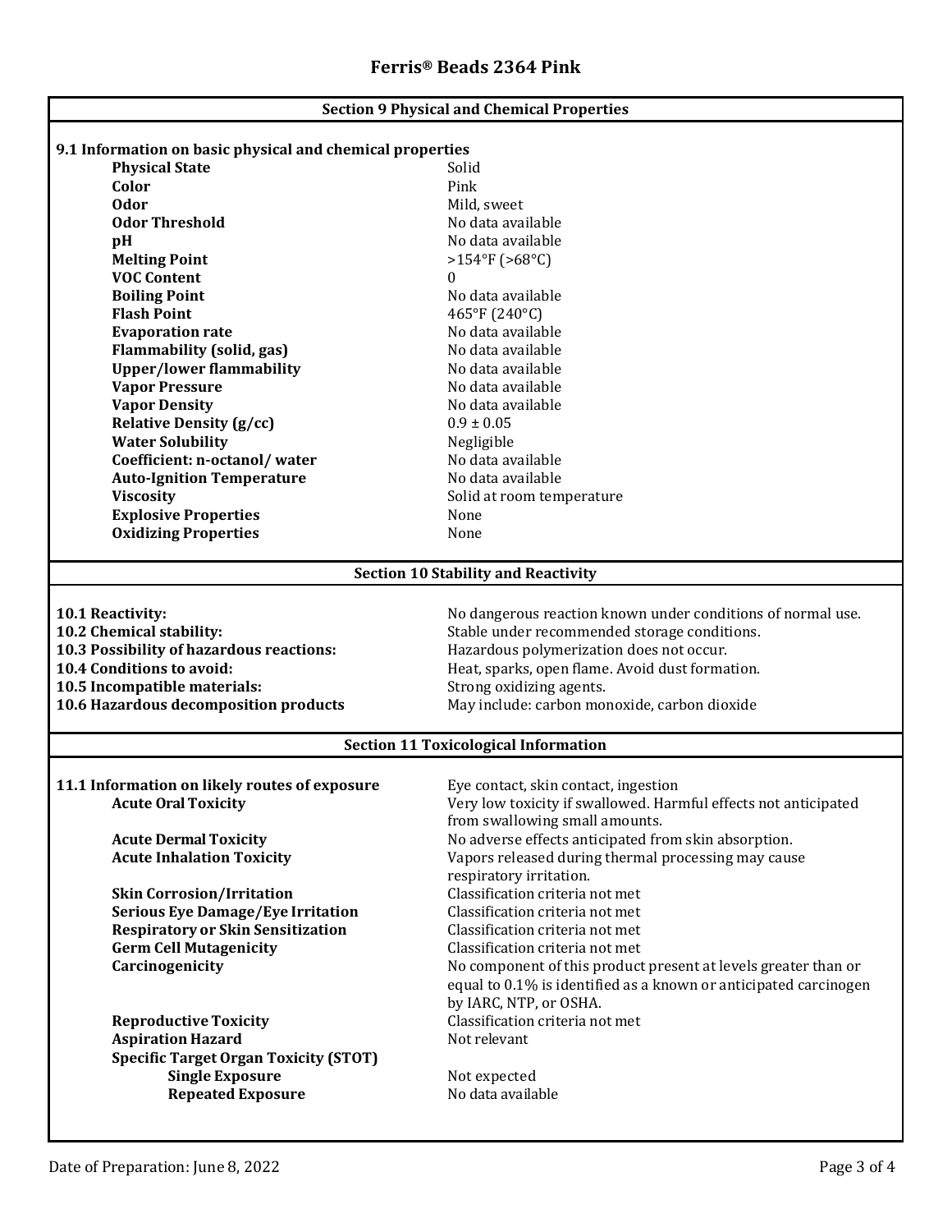## Section 9 Physical and Chemical Properties

### 9.1 Information on basic physical and chemical properties

| Property | Value |
|---|---|
| **Physical State** | Solid |
| **Color** | Pink |
| **Odor** | Mild, sweet |
| **Odor Threshold** | No data available |
| **pH** | No data available |
| **Melting Point** | >154°F (>68°C) |
| **VOC Content** | 0 |
| **Boiling Point** | No data available |
| **Flash Point** | 465°F (240°C) |
| **Evaporation rate** | No data available |
| **Flammability (solid, gas)** | No data available |
| **Upper/lower flammability** | No data available |
| **Vapor Pressure** | No data available |
| **Vapor Density** | No data available |
| **Relative Density (g/cc)** | 0.9 ± 0.05 |
| **Water Solubility** | Negligible |
| **Coefficient: n-octanol/ water** | No data available |
| **Auto-Ignition Temperature** | No data available |
| **Viscosity** | Solid at room temperature |
| **Explosive Properties** | None |
| **Oxidizing Properties** | None |

## Section 10 Stability and Reactivity

| | |
|---|---|
| **10.1 Reactivity:** | No dangerous reaction known under conditions of normal use. |
| **10.2 Chemical stability:** | Stable under recommended storage conditions. |
| **10.3 Possibility of hazardous reactions:** | Hazardous polymerization does not occur. |
| **10.4 Conditions to avoid:** | Heat, sparks, open flame. Avoid dust formation. |
| **10.5 Incompatible materials:** | Strong oxidizing agents. |
| **10.6 Hazardous decomposition products** | May include: carbon monoxide, carbon dioxide |

## Section 11 Toxicological Information

| | |
|---|---|
| **11.1 Information on likely routes of exposure** | Eye contact, skin contact, ingestion |
| **Acute Oral Toxicity** | Very low toxicity if swallowed. Harmful effects not anticipated from swallowing small amounts. |
| **Acute Dermal Toxicity** | No adverse effects anticipated from skin absorption. |
| **Acute Inhalation Toxicity** | Vapors released during thermal processing may cause respiratory irritation. |
| **Skin Corrosion/Irritation** | Classification criteria not met |
| **Serious Eye Damage/Eye Irritation** | Classification criteria not met |
| **Respiratory or Skin Sensitization** | Classification criteria not met |
| **Germ Cell Mutagenicity** | Classification criteria not met |
| **Carcinogenicity** | No component of this product present at levels greater than or equal to 0.1% is identified as a known or anticipated carcinogen by IARC, NTP, or OSHA. |
| **Reproductive Toxicity** | Classification criteria not met |
| **Aspiration Hazard** | Not relevant |
| **Specific Target Organ Toxicity (STOT)** | |
| **Single Exposure** | Not expected |
| **Repeated Exposure** | No data available |

Date of Preparation: June 8, 2022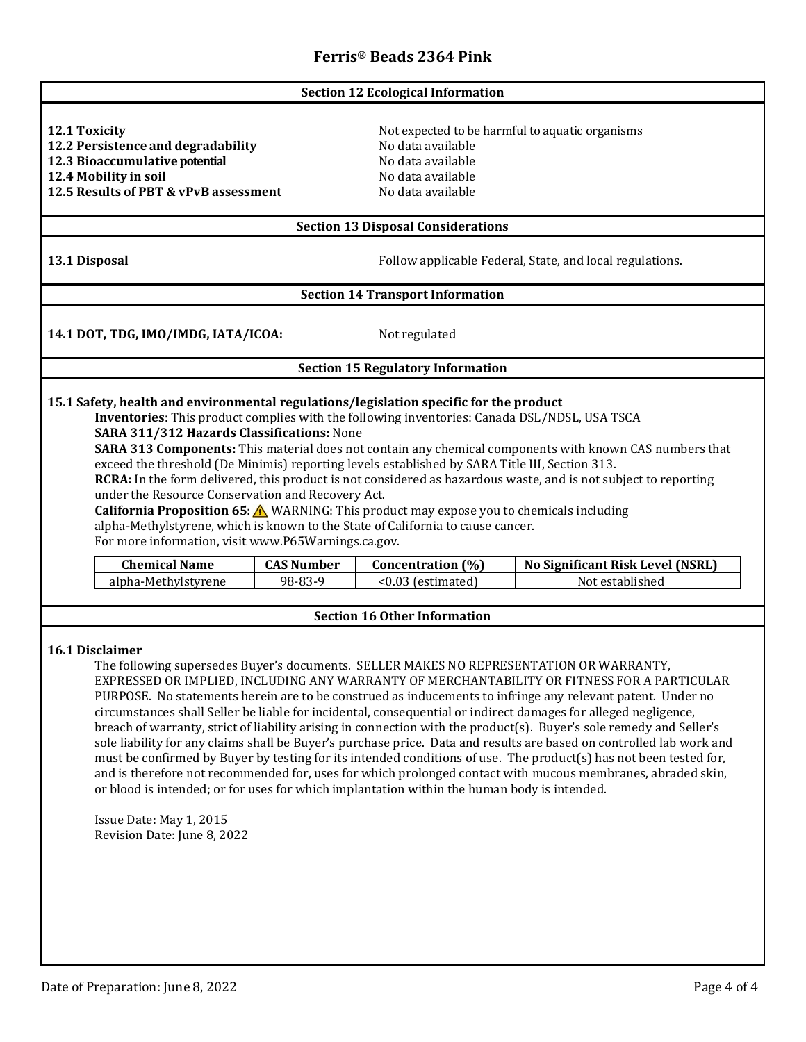# Ferris® Beads 2364 Pink

## Section 12 Ecological Information

| | |
|---|---|
| **12.1 Toxicity** | Not expected to be harmful to aquatic organisms |
| **12.2 Persistence and degradability** | No data available |
| **12.3 Bioaccumulative potential** | No data available |
| **12.4 Mobility in soil** | No data available |
| **12.5 Results of PBT & vPvB assessment** | No data available |

## Section 13 Disposal Considerations

**13.1 Disposal** — Follow applicable Federal, State, and local regulations.

## Section 14 Transport Information

**14.1 DOT, TDG, IMO/IMDG, IATA/ICOA:** Not regulated

## Section 15 Regulatory Information

**15.1 Safety, health and environmental regulations/legislation specific for the product**

**Inventories:** This product complies with the following inventories: Canada DSL/NDSL, USA TSCA

**SARA 311/312 Hazards Classifications:** None

**SARA 313 Components:** This material does not contain any chemical components with known CAS numbers that exceed the threshold (De Minimis) reporting levels established by SARA Title III, Section 313.

**RCRA:** In the form delivered, this product is not considered as hazardous waste, and is not subject to reporting under the Resource Conservation and Recovery Act.

**California Proposition 65**: ⚠ WARNING: This product may expose you to chemicals including alpha-Methylstyrene, which is known to the State of California to cause cancer.
For more information, visit www.P65Warnings.ca.gov.

| Chemical Name | CAS Number | Concentration (%) | No Significant Risk Level (NSRL) |
|---|---|---|---|
| alpha-Methylstyrene | 98-83-9 | <0.03 (estimated) | Not established |

## Section 16 Other Information

**16.1 Disclaimer**

The following supersedes Buyer's documents. SELLER MAKES NO REPRESENTATION OR WARRANTY, EXPRESSED OR IMPLIED, INCLUDING ANY WARRANTY OF MERCHANTABILITY OR FITNESS FOR A PARTICULAR PURPOSE. No statements herein are to be construed as inducements to infringe any relevant patent. Under no circumstances shall Seller be liable for incidental, consequential or indirect damages for alleged negligence, breach of warranty, strict of liability arising in connection with the product(s). Buyer's sole remedy and Seller's sole liability for any claims shall be Buyer's purchase price. Data and results are based on controlled lab work and must be confirmed by Buyer by testing for its intended conditions of use. The product(s) has not been tested for, and is therefore not recommended for, uses for which prolonged contact with mucous membranes, abraded skin, or blood is intended; or for uses for which implantation within the human body is intended.

Issue Date: May 1, 2015
Revision Date: June 8, 2022

Date of Preparation: June 8, 2022